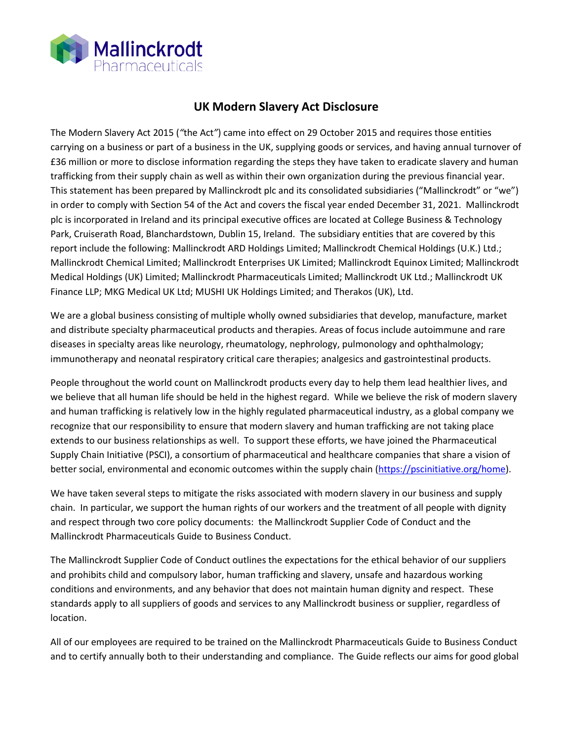# UK Modern Slavery Act Disclosure

The Modern Slavery Act 2015 ("the Act") came into effect on 29 October 2015 and requires those entities carrying on a business or part of a business in the UK, supplying goods or services, and having annual turnover of £36 million or more to disclose information regarding the steps they have taken to eradicate slavery and human trafficking from their supply chain as well as within their own organization during the previous financial year. This statement has been prepared by Mallinckrodt plc and its consolidated subsidiaries ("Mallinckrodt" or "we") in order to comply with Section 54 of the Act and covers the fiscal year ended December 31, 2021. Mallinckrodt plc is incorporated in Ireland and its principal executive offices are located at College Business & Technology Park, Cruiserath Road, Blanchardstown, Dublin 15, Ireland. The subsidiary entities that are covered by this report include the following: Mallinckrodt ARD Holdings Limited; Mallinckrodt Chemical Holdings (U.K.) Ltd.; Mallinckrodt Chemical Limited; Mallinckrodt Enterprises UK Limited; Mallinckrodt Equinox Limited; Mallinckrodt Medical Holdings (UK) Limited; Mallinckrodt Pharmaceuticals Limited; Mallinckrodt UK Ltd.; Mallinckrodt UK Finance LLP; MKG Medical UK Ltd; MUSHI UK Holdings Limited; and Therakos (UK), Ltd.

We are a global business consisting of multiple wholly owned subsidiaries that develop, manufacture, market and distribute specialty pharmaceutical products and therapies. Areas of focus include autoimmune and rare diseases in specialty areas like neurology, rheumatology, nephrology, pulmonology and ophthalmology; immunotherapy and neonatal respiratory critical care therapies; analgesics and gastrointestinal products.

People throughout the world count on Mallinckrodt products every day to help them lead healthier lives, and we believe that all human life should be held in the highest regard. While we believe the risk of modern slavery and human trafficking is relatively low in the highly regulated pharmaceutical industry, as a global company we recognize that our responsibility to ensure that modern slavery and human trafficking are not taking place extends to our business relationships as well. To support these efforts, we have joined the Pharmaceutical Supply Chain Initiative (PSCI), a consortium of pharmaceutical and healthcare companies that share a vision of better social, environmental and economic outcomes within the supply chain (https://pscinitiative.org/home).

We have taken several steps to mitigate the risks associated with modern slavery in our business and supply chain. In particular, we support the human rights of our workers and the treatment of all people with dignity and respect through two core policy documents: the Mallinckrodt Supplier Code of Conduct and the Mallinckrodt Pharmaceuticals Guide to Business Conduct.

The Mallinckrodt Supplier Code of Conduct outlines the expectations for the ethical behavior of our suppliers and prohibits child and compulsory labor, human trafficking and slavery, unsafe and hazardous working conditions and environments, and any behavior that does not maintain human dignity and respect. These standards apply to all suppliers of goods and services to any Mallinckrodt business or supplier, regardless of location.

All of our employees are required to be trained on the Mallinckrodt Pharmaceuticals Guide to Business Conduct and to certify annually both to their understanding and compliance. The Guide reflects our aims for good global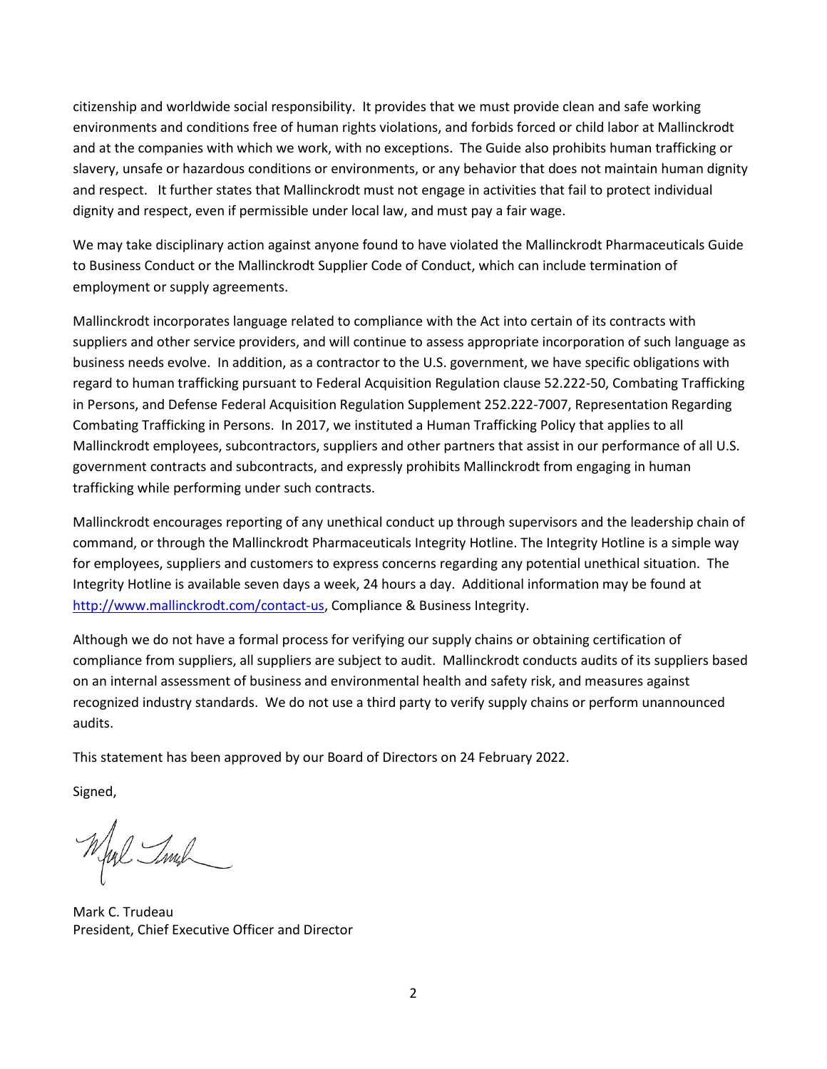citizenship and worldwide social responsibility. It provides that we must provide clean and safe working environments and conditions free of human rights violations, and forbids forced or child labor at Mallinckrodt and at the companies with which we work, with no exceptions. The Guide also prohibits human trafficking or slavery, unsafe or hazardous conditions or environments, or any behavior that does not maintain human dignity and respect. It further states that Mallinckrodt must not engage in activities that fail to protect individual dignity and respect, even if permissible under local law, and must pay a fair wage.

We may take disciplinary action against anyone found to have violated the Mallinckrodt Pharmaceuticals Guide to Business Conduct or the Mallinckrodt Supplier Code of Conduct, which can include termination of employment or supply agreements.

Mallinckrodt incorporates language related to compliance with the Act into certain of its contracts with suppliers and other service providers, and will continue to assess appropriate incorporation of such language as business needs evolve. In addition, as a contractor to the U.S. government, we have specific obligations with regard to human trafficking pursuant to Federal Acquisition Regulation clause 52.222-50, Combating Trafficking in Persons, and Defense Federal Acquisition Regulation Supplement 252.222-7007, Representation Regarding Combating Trafficking in Persons. In 2017, we instituted a Human Trafficking Policy that applies to all Mallinckrodt employees, subcontractors, suppliers and other partners that assist in our performance of all U.S. government contracts and subcontracts, and expressly prohibits Mallinckrodt from engaging in human trafficking while performing under such contracts.

Mallinckrodt encourages reporting of any unethical conduct up through supervisors and the leadership chain of command, or through the Mallinckrodt Pharmaceuticals Integrity Hotline. The Integrity Hotline is a simple way for employees, suppliers and customers to express concerns regarding any potential unethical situation. The Integrity Hotline is available seven days a week, 24 hours a day. Additional information may be found at http://www.mallinckrodt.com/contact-us, Compliance & Business Integrity.

Although we do not have a formal process for verifying our supply chains or obtaining certification of compliance from suppliers, all suppliers are subject to audit. Mallinckrodt conducts audits of its suppliers based on an internal assessment of business and environmental health and safety risk, and measures against recognized industry standards. We do not use a third party to verify supply chains or perform unannounced audits.

This statement has been approved by our Board of Directors on 24 February 2022.

Signed,

Mark C. Trudeau
President, Chief Executive Officer and Director